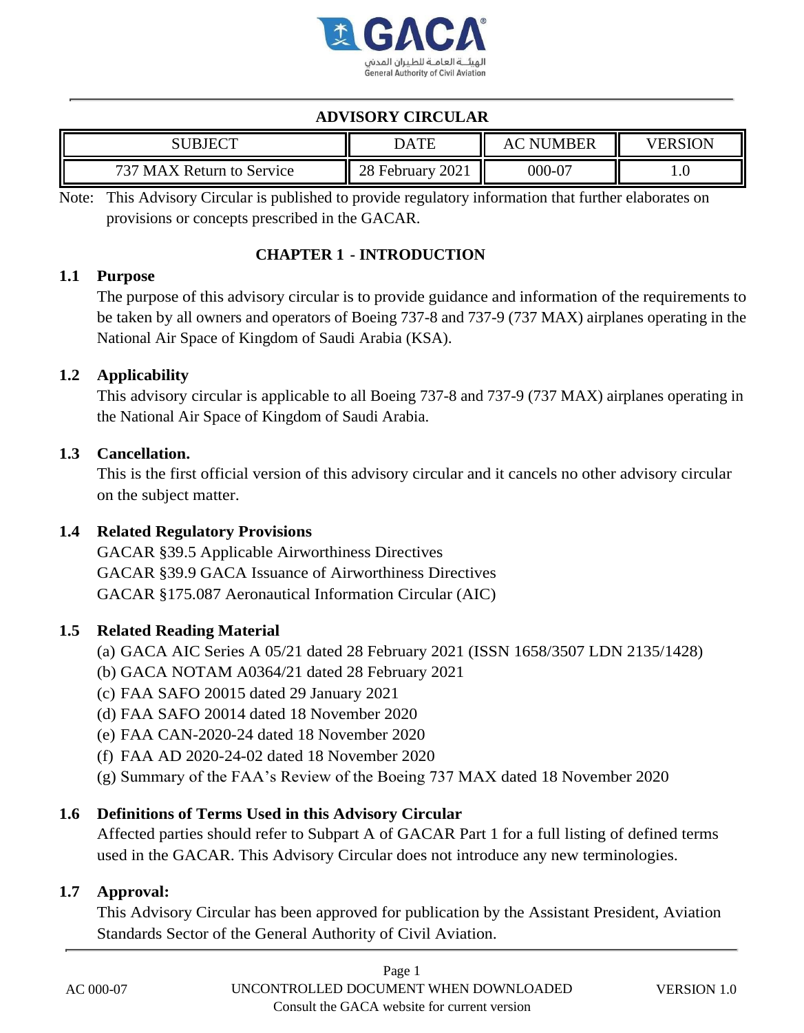## ADVISORY CIRCULAR

| SUBJECT | DATE | AC NUMBER | VERSION |
|---|---|---|---|
| 737 MAX Return to Service | 28 February 2021 | 000-07 | 1.0 |

Note: This Advisory Circular is published to provide regulatory information that further elaborates on provisions or concepts prescribed in the GACAR.

# CHAPTER 1 - INTRODUCTION

## 1.1 Purpose

The purpose of this advisory circular is to provide guidance and information of the requirements to be taken by all owners and operators of Boeing 737-8 and 737-9 (737 MAX) airplanes operating in the National Air Space of Kingdom of Saudi Arabia (KSA).

## 1.2 Applicability

This advisory circular is applicable to all Boeing 737-8 and 737-9 (737 MAX) airplanes operating in the National Air Space of Kingdom of Saudi Arabia.

## 1.3 Cancellation.

This is the first official version of this advisory circular and it cancels no other advisory circular on the subject matter.

## 1.4 Related Regulatory Provisions

GACAR §39.5 Applicable Airworthiness Directives
GACAR §39.9 GACA Issuance of Airworthiness Directives
GACAR §175.087 Aeronautical Information Circular (AIC)

## 1.5 Related Reading Material

(a) GACA AIC Series A 05/21 dated 28 February 2021 (ISSN 1658/3507 LDN 2135/1428)
(b) GACA NOTAM A0364/21 dated 28 February 2021
(c) FAA SAFO 20015 dated 29 January 2021
(d) FAA SAFO 20014 dated 18 November 2020
(e) FAA CAN-2020-24 dated 18 November 2020
(f) FAA AD 2020-24-02 dated 18 November 2020
(g) Summary of the FAA's Review of the Boeing 737 MAX dated 18 November 2020

## 1.6 Definitions of Terms Used in this Advisory Circular

Affected parties should refer to Subpart A of GACAR Part 1 for a full listing of defined terms used in the GACAR. This Advisory Circular does not introduce any new terminologies.

## 1.7 Approval:

This Advisory Circular has been approved for publication by the Assistant President, Aviation Standards Sector of the General Authority of Civil Aviation.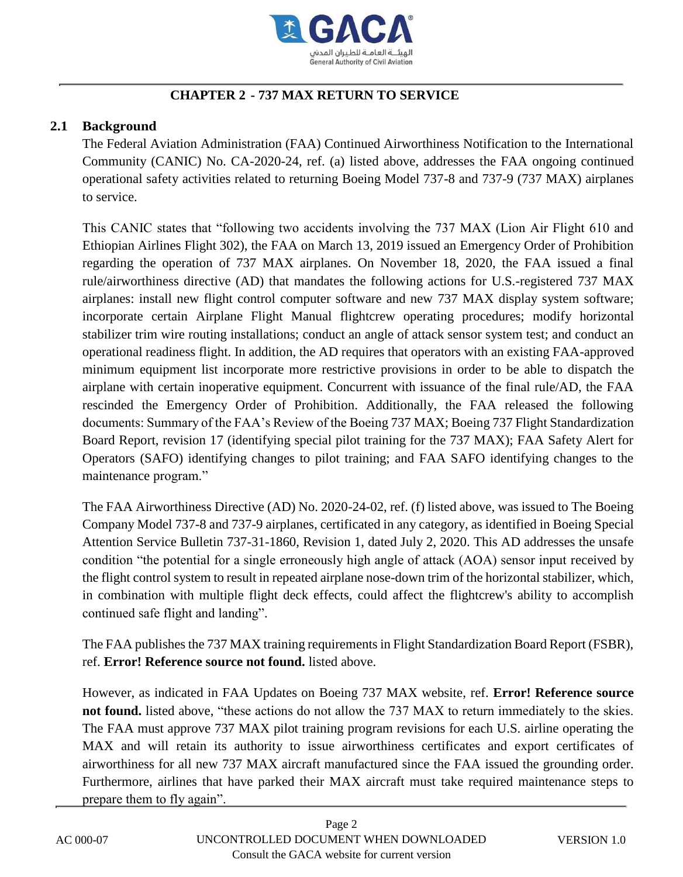# CHAPTER 2 - 737 MAX RETURN TO SERVICE

## 2.1 Background

The Federal Aviation Administration (FAA) Continued Airworthiness Notification to the International Community (CANIC) No. CA-2020-24, ref. (a) listed above, addresses the FAA ongoing continued operational safety activities related to returning Boeing Model 737-8 and 737-9 (737 MAX) airplanes to service.

This CANIC states that "following two accidents involving the 737 MAX (Lion Air Flight 610 and Ethiopian Airlines Flight 302), the FAA on March 13, 2019 issued an Emergency Order of Prohibition regarding the operation of 737 MAX airplanes. On November 18, 2020, the FAA issued a final rule/airworthiness directive (AD) that mandates the following actions for U.S.-registered 737 MAX airplanes: install new flight control computer software and new 737 MAX display system software; incorporate certain Airplane Flight Manual flightcrew operating procedures; modify horizontal stabilizer trim wire routing installations; conduct an angle of attack sensor system test; and conduct an operational readiness flight. In addition, the AD requires that operators with an existing FAA-approved minimum equipment list incorporate more restrictive provisions in order to be able to dispatch the airplane with certain inoperative equipment. Concurrent with issuance of the final rule/AD, the FAA rescinded the Emergency Order of Prohibition. Additionally, the FAA released the following documents: Summary of the FAA's Review of the Boeing 737 MAX; Boeing 737 Flight Standardization Board Report, revision 17 (identifying special pilot training for the 737 MAX); FAA Safety Alert for Operators (SAFO) identifying changes to pilot training; and FAA SAFO identifying changes to the maintenance program."

The FAA Airworthiness Directive (AD) No. 2020-24-02, ref. (f) listed above, was issued to The Boeing Company Model 737-8 and 737-9 airplanes, certificated in any category, as identified in Boeing Special Attention Service Bulletin 737-31-1860, Revision 1, dated July 2, 2020. This AD addresses the unsafe condition "the potential for a single erroneously high angle of attack (AOA) sensor input received by the flight control system to result in repeated airplane nose-down trim of the horizontal stabilizer, which, in combination with multiple flight deck effects, could affect the flightcrew's ability to accomplish continued safe flight and landing".

The FAA publishes the 737 MAX training requirements in Flight Standardization Board Report (FSBR), ref. **Error! Reference source not found.** listed above.

However, as indicated in FAA Updates on Boeing 737 MAX website, ref. **Error! Reference source not found.** listed above, "these actions do not allow the 737 MAX to return immediately to the skies. The FAA must approve 737 MAX pilot training program revisions for each U.S. airline operating the MAX and will retain its authority to issue airworthiness certificates and export certificates of airworthiness for all new 737 MAX aircraft manufactured since the FAA issued the grounding order. Furthermore, airlines that have parked their MAX aircraft must take required maintenance steps to prepare them to fly again".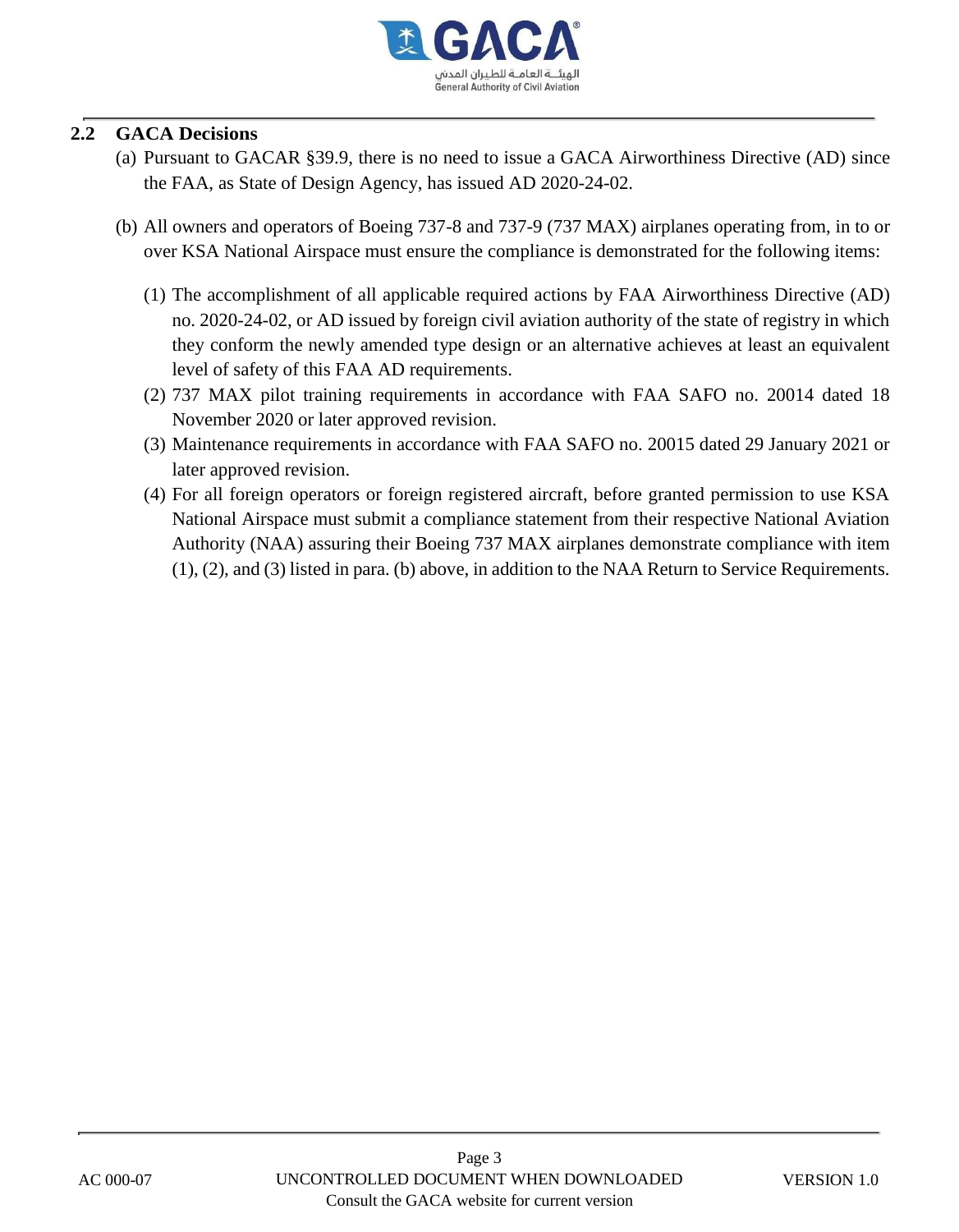## 2.2 GACA Decisions

(a) Pursuant to GACAR §39.9, there is no need to issue a GACA Airworthiness Directive (AD) since the FAA, as State of Design Agency, has issued AD 2020-24-02.

(b) All owners and operators of Boeing 737-8 and 737-9 (737 MAX) airplanes operating from, in to or over KSA National Airspace must ensure the compliance is demonstrated for the following items:

(1) The accomplishment of all applicable required actions by FAA Airworthiness Directive (AD) no. 2020-24-02, or AD issued by foreign civil aviation authority of the state of registry in which they conform the newly amended type design or an alternative achieves at least an equivalent level of safety of this FAA AD requirements.

(2) 737 MAX pilot training requirements in accordance with FAA SAFO no. 20014 dated 18 November 2020 or later approved revision.

(3) Maintenance requirements in accordance with FAA SAFO no. 20015 dated 29 January 2021 or later approved revision.

(4) For all foreign operators or foreign registered aircraft, before granted permission to use KSA National Airspace must submit a compliance statement from their respective National Aviation Authority (NAA) assuring their Boeing 737 MAX airplanes demonstrate compliance with item (1), (2), and (3) listed in para. (b) above, in addition to the NAA Return to Service Requirements.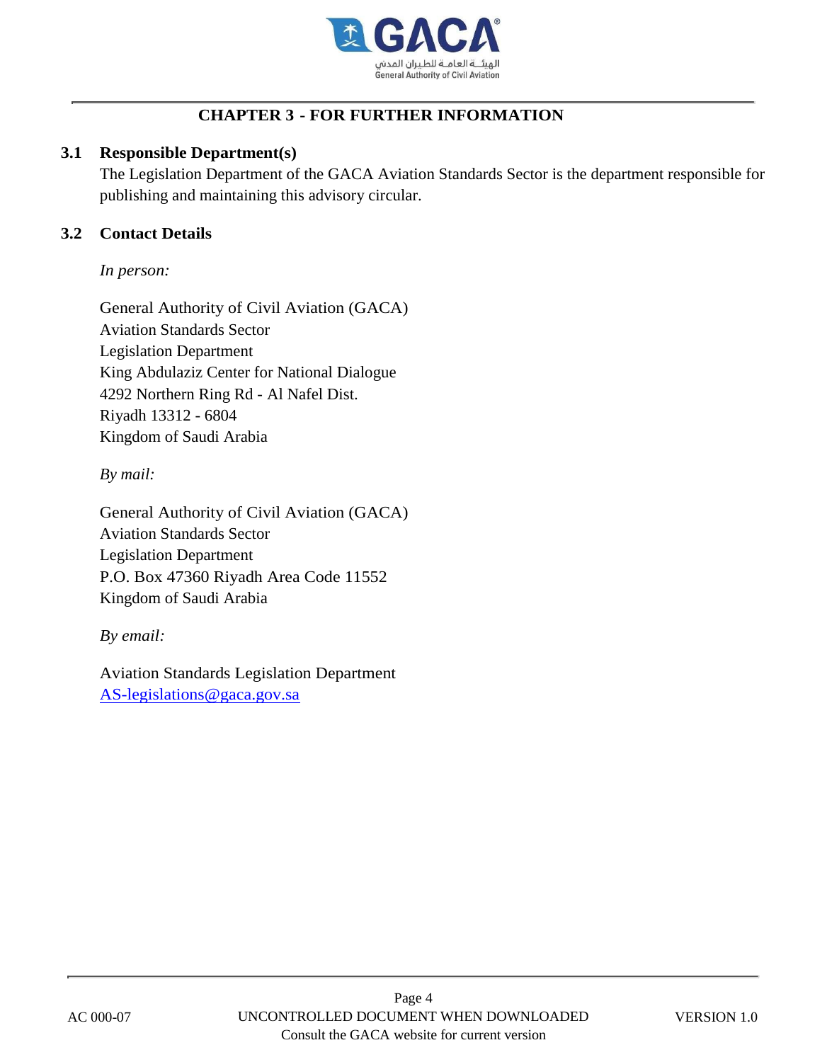# CHAPTER 3 - FOR FURTHER INFORMATION

## 3.1 Responsible Department(s)

The Legislation Department of the GACA Aviation Standards Sector is the department responsible for publishing and maintaining this advisory circular.

## 3.2 Contact Details

*In person:*

General Authority of Civil Aviation (GACA)
Aviation Standards Sector
Legislation Department
King Abdulaziz Center for National Dialogue
4292 Northern Ring Rd - Al Nafel Dist.
Riyadh 13312 - 6804
Kingdom of Saudi Arabia

*By mail:*

General Authority of Civil Aviation (GACA)
Aviation Standards Sector
Legislation Department
P.O. Box 47360 Riyadh Area Code 11552
Kingdom of Saudi Arabia

*By email:*

Aviation Standards Legislation Department
AS-legislations@gaca.gov.sa